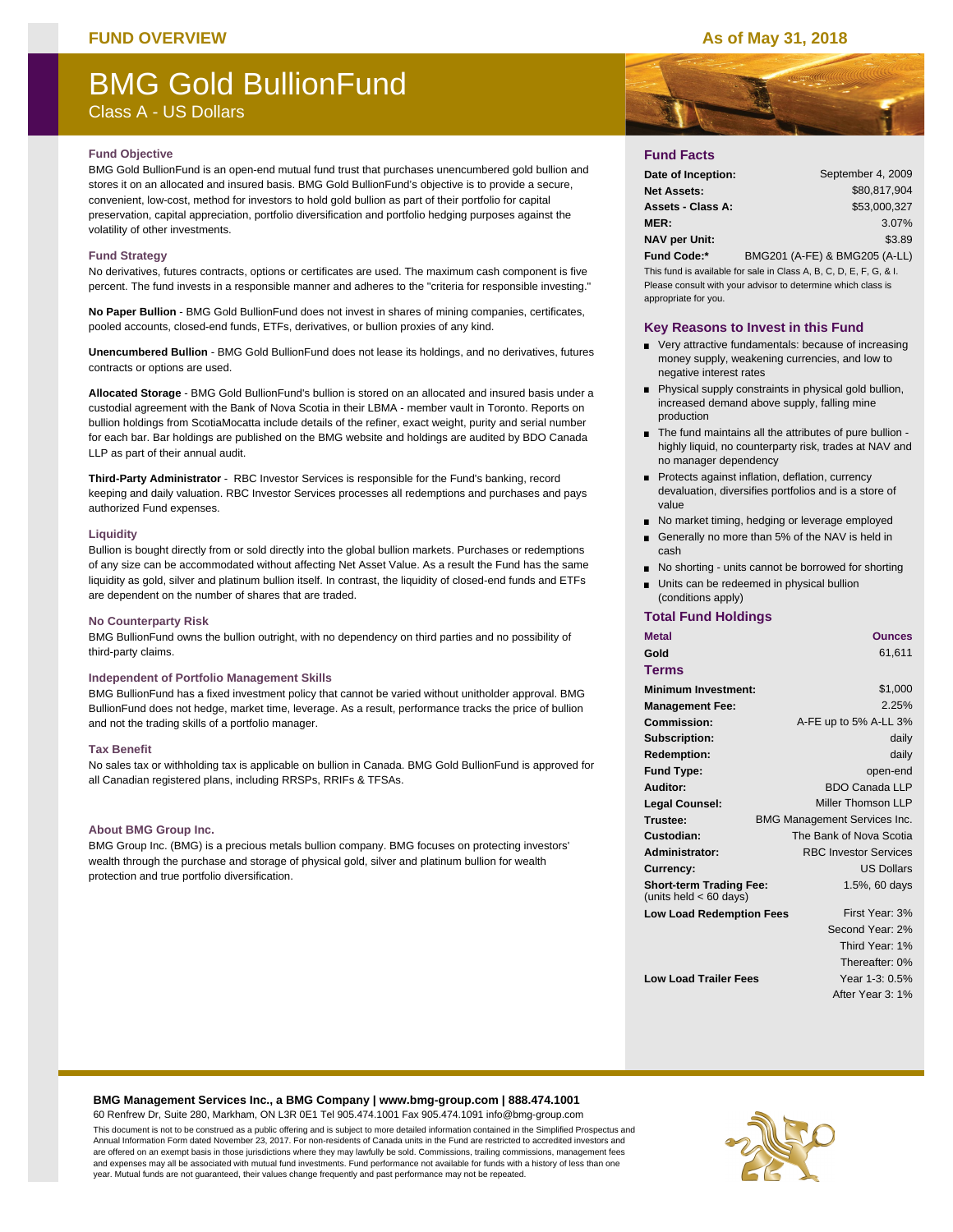FUND OVERVIEW

As of May 31, 2018

# BMG Gold BullionFund

Class A - US Dollars

### Fund Objective

BMG Gold BullionFund is an open-end mutual fund trust that purchases unencumbered gold bullion and stores it on an allocated and insured basis. BMG Gold BullionFund's objective is to provide a secure, convenient, low-cost, method for investors to hold gold bullion as part of their portfolio for capital preservation, capital appreciation, portfolio diversification and portfolio hedging purposes against the volatility of other investments.

### Fund Strategy

No derivatives, futures contracts, options or certificates are used. The maximum cash component is five percent. The fund invests in a responsible manner and adheres to the "criteria for responsible investing."

**No Paper Bullion** - BMG Gold BullionFund does not invest in shares of mining companies, certificates, pooled accounts, closed-end funds, ETFs, derivatives, or bullion proxies of any kind.

**Unencumbered Bullion** - BMG Gold BullionFund does not lease its holdings, and no derivatives, futures contracts or options are used.

**Allocated Storage** - BMG Gold BullionFund's bullion is stored on an allocated and insured basis under a custodial agreement with the Bank of Nova Scotia in their LBMA - member vault in Toronto. Reports on bullion holdings from ScotiaMocatta include details of the refiner, exact weight, purity and serial number for each bar. Bar holdings are published on the BMG website and holdings are audited by BDO Canada LLP as part of their annual audit.

**Third-Party Administrator** - RBC Investor Services is responsible for the Fund's banking, record keeping and daily valuation. RBC Investor Services processes all redemptions and purchases and pays authorized Fund expenses.

### Liquidity

Bullion is bought directly from or sold directly into the global bullion markets. Purchases or redemptions of any size can be accommodated without affecting Net Asset Value. As a result the Fund has the same liquidity as gold, silver and platinum bullion itself. In contrast, the liquidity of closed-end funds and ETFs are dependent on the number of shares that are traded.

### No Counterparty Risk

BMG BullionFund owns the bullion outright, with no dependency on third parties and no possibility of third-party claims.

### Independent of Portfolio Management Skills

BMG BullionFund has a fixed investment policy that cannot be varied without unitholder approval. BMG BullionFund does not hedge, market time, leverage. As a result, performance tracks the price of bullion and not the trading skills of a portfolio manager.

### Tax Benefit

No sales tax or withholding tax is applicable on bullion in Canada. BMG Gold BullionFund is approved for all Canadian registered plans, including RRSPs, RRIFs & TFSAs.

### About BMG Group Inc.

BMG Group Inc. (BMG) is a precious metals bullion company. BMG focuses on protecting investors' wealth through the purchase and storage of physical gold, silver and platinum bullion for wealth protection and true portfolio diversification.

## Fund Facts

| | |
|---|---|
| **Date of Inception:** | September 4, 2009 |
| **Net Assets:** | $80,817,904 |
| **Assets - Class A:** | $53,000,327 |
| **MER:** | 3.07% |
| **NAV per Unit:** | $3.89 |
| **Fund Code:*** | BMG201 (A-FE) & BMG205 (A-LL) |

This fund is available for sale in Class A, B, C, D, E, F, G, & I. Please consult with your advisor to determine which class is appropriate for you.

## Key Reasons to Invest in this Fund

- Very attractive fundamentals: because of increasing money supply, weakening currencies, and low to negative interest rates
- Physical supply constraints in physical gold bullion, increased demand above supply, falling mine production
- The fund maintains all the attributes of pure bullion - highly liquid, no counterparty risk, trades at NAV and no manager dependency
- Protects against inflation, deflation, currency devaluation, diversifies portfolios and is a store of value
- No market timing, hedging or leverage employed
- Generally no more than 5% of the NAV is held in cash
- No shorting - units cannot be borrowed for shorting
- Units can be redeemed in physical bullion (conditions apply)

## Total Fund Holdings

| Metal | Ounces |
|---|---|
| Gold | 61,611 |

## Terms

| | |
|---|---|
| **Minimum Investment:** | $1,000 |
| **Management Fee:** | 2.25% |
| **Commission:** | A-FE up to 5% A-LL 3% |
| **Subscription:** | daily |
| **Redemption:** | daily |
| **Fund Type:** | open-end |
| **Auditor:** | BDO Canada LLP |
| **Legal Counsel:** | Miller Thomson LLP |
| **Trustee:** | BMG Management Services Inc. |
| **Custodian:** | The Bank of Nova Scotia |
| **Administrator:** | RBC Investor Services |
| **Currency:** | US Dollars |
| **Short-term Trading Fee:** (units held < 60 days) | 1.5%, 60 days |
| **Low Load Redemption Fees** | First Year: 3% |
| | Second Year: 2% |
| | Third Year: 1% |
| | Thereafter: 0% |
| **Low Load Trailer Fees** | Year 1-3: 0.5% |
| | After Year 3: 1% |

**BMG Management Services Inc., a BMG Company | www.bmg-group.com | 888.474.1001**

60 Renfrew Dr, Suite 280, Markham, ON L3R 0E1 Tel 905.474.1001 Fax 905.474.1091 info@bmg-group.com

This document is not to be construed as a public offering and is subject to more detailed information contained in the Simplified Prospectus and Annual Information Form dated November 23, 2017. For non-residents of Canada units in the Fund are restricted to accredited investors and are offered on an exempt basis in those jurisdictions where they may lawfully be sold. Commissions, trailing commissions, management fees and expenses may all be associated with mutual fund investments. Fund performance not available for funds with a history of less than one year. Mutual funds are not guaranteed, their values change frequently and past performance may not be repeated.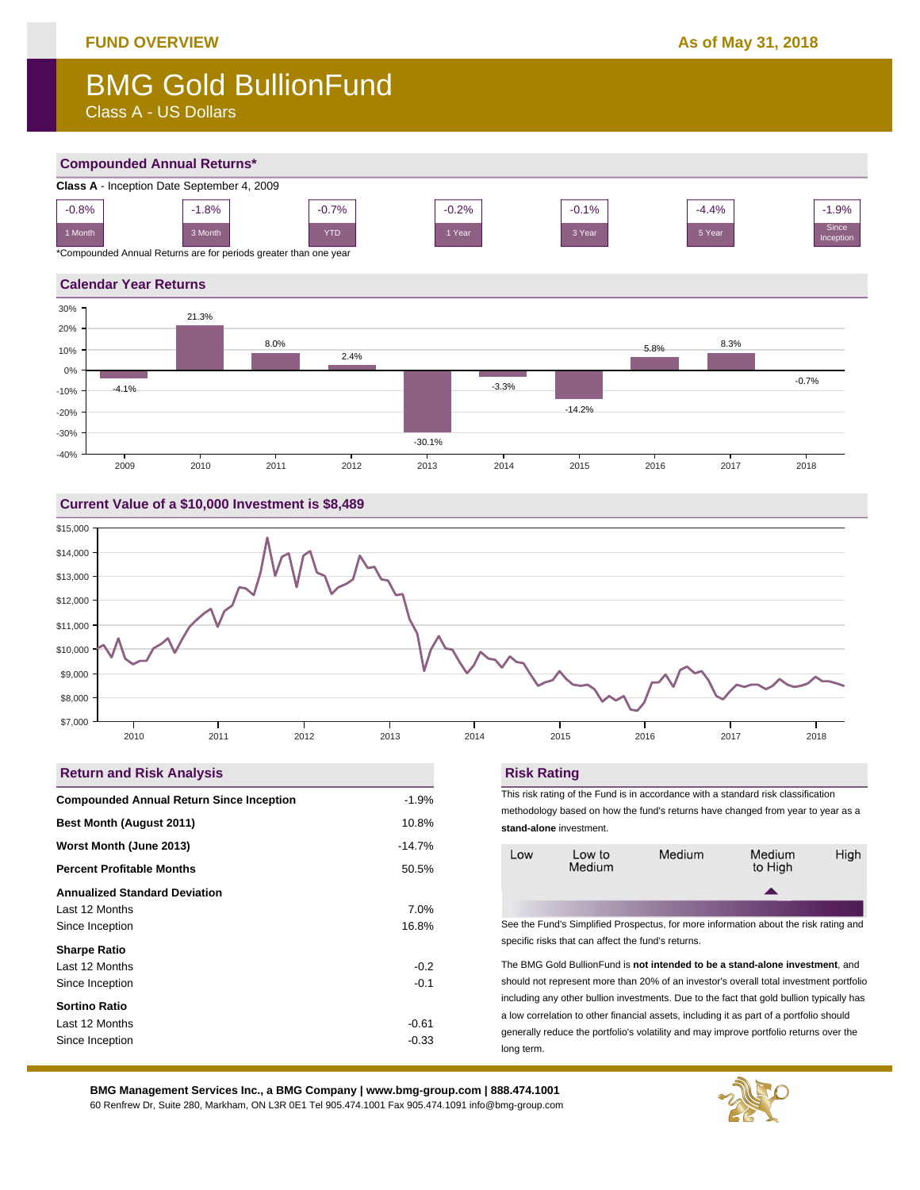FUND OVERVIEW

As of May 31, 2018

# BMG Gold BullionFund

Class A - US Dollars

## Compounded Annual Returns*

**Class A** - Inception Date September 4, 2009

| 1 Month | 3 Month | YTD | 1 Year | 3 Year | 5 Year | Since Inception |
|---|---|---|---|---|---|---|
| -0.8% | -1.8% | -0.7% | -0.2% | -0.1% | -4.4% | -1.9% |

*Compounded Annual Returns are for periods greater than one year

## Calendar Year Returns

30%
20%
10%
0%
-10%
-20%
-30%
-40%

2009: -4.1%
2010: 21.3%
2011: 8.0%
2012: 2.4%
2013: -30.1%
2014: -3.3%
2015: -14.2%
2016: 5.8%
2017: 8.3%
2018: -0.7%

## Current Value of a $10,000 Investment is $8,489

$15,000
$14,000
$13,000
$12,000
$11,000
$10,000
$9,000
$8,000
$7,000

2010 2011 2012 2013 2014 2015 2016 2017 2018

## Return and Risk Analysis

| | |
|---|---|
| **Compounded Annual Return Since Inception** | -1.9% |
| **Best Month (August 2011)** | 10.8% |
| **Worst Month (June 2013)** | -14.7% |
| **Percent Profitable Months** | 50.5% |
| **Annualized Standard Deviation** | |
| Last 12 Months | 7.0% |
| Since Inception | 16.8% |
| **Sharpe Ratio** | |
| Last 12 Months | -0.2 |
| Since Inception | -0.1 |
| **Sortino Ratio** | |
| Last 12 Months | -0.61 |
| Since Inception | -0.33 |

## Risk Rating

This risk rating of the Fund is in accordance with a standard risk classification methodology based on how the fund's returns have changed from year to year as a **stand-alone** investment.

Low | Low to Medium | Medium | Medium to High | High

See the Fund's Simplified Prospectus, for more information about the risk rating and specific risks that can affect the fund's returns.

The BMG Gold BullionFund is **not intended to be a stand-alone investment**, and should not represent more than 20% of an investor's overall total investment portfolio including any other bullion investments. Due to the fact that gold bullion typically has a low correlation to other financial assets, including it as part of a portfolio should generally reduce the portfolio's volatility and may improve portfolio returns over the long term.

**BMG Management Services Inc., a BMG Company | www.bmg-group.com | 888.474.1001**
60 Renfrew Dr, Suite 280, Markham, ON L3R 0E1 Tel 905.474.1001 Fax 905.474.1091 info@bmg-group.com